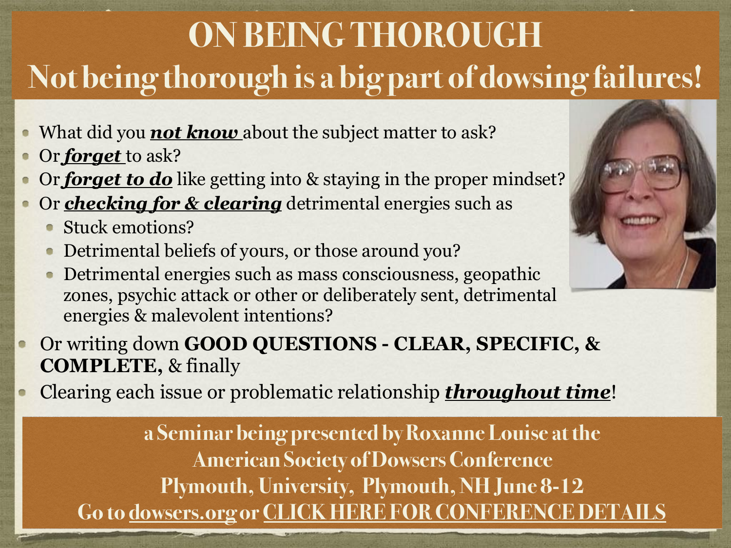# ON BEING THOROUGH

## Not being thorough is a big part of dowsing failures!

- What did you ***not know*** about the subject matter to ask?
- Or ***forget*** to ask?
- Or ***forget to do*** like getting into & staying in the proper mindset?
- Or ***checking for & clearing*** detrimental energies such as
  - Stuck emotions?
  - Detrimental beliefs of yours, or those around you?
  - Detrimental energies such as mass consciousness, geopathic zones, psychic attack or other or deliberately sent, detrimental energies & malevolent intentions?
- Or writing down **GOOD QUESTIONS - CLEAR, SPECIFIC, & COMPLETE,** & finally
- Clearing each issue or problematic relationship ***throughout time***!

**a Seminar being presented by Roxanne Louise at the American Society of Dowsers Conference**
**Plymouth, University, Plymouth, NH June 8-12**
**Go to dowsers.org or CLICK HERE FOR CONFERENCE DETAILS**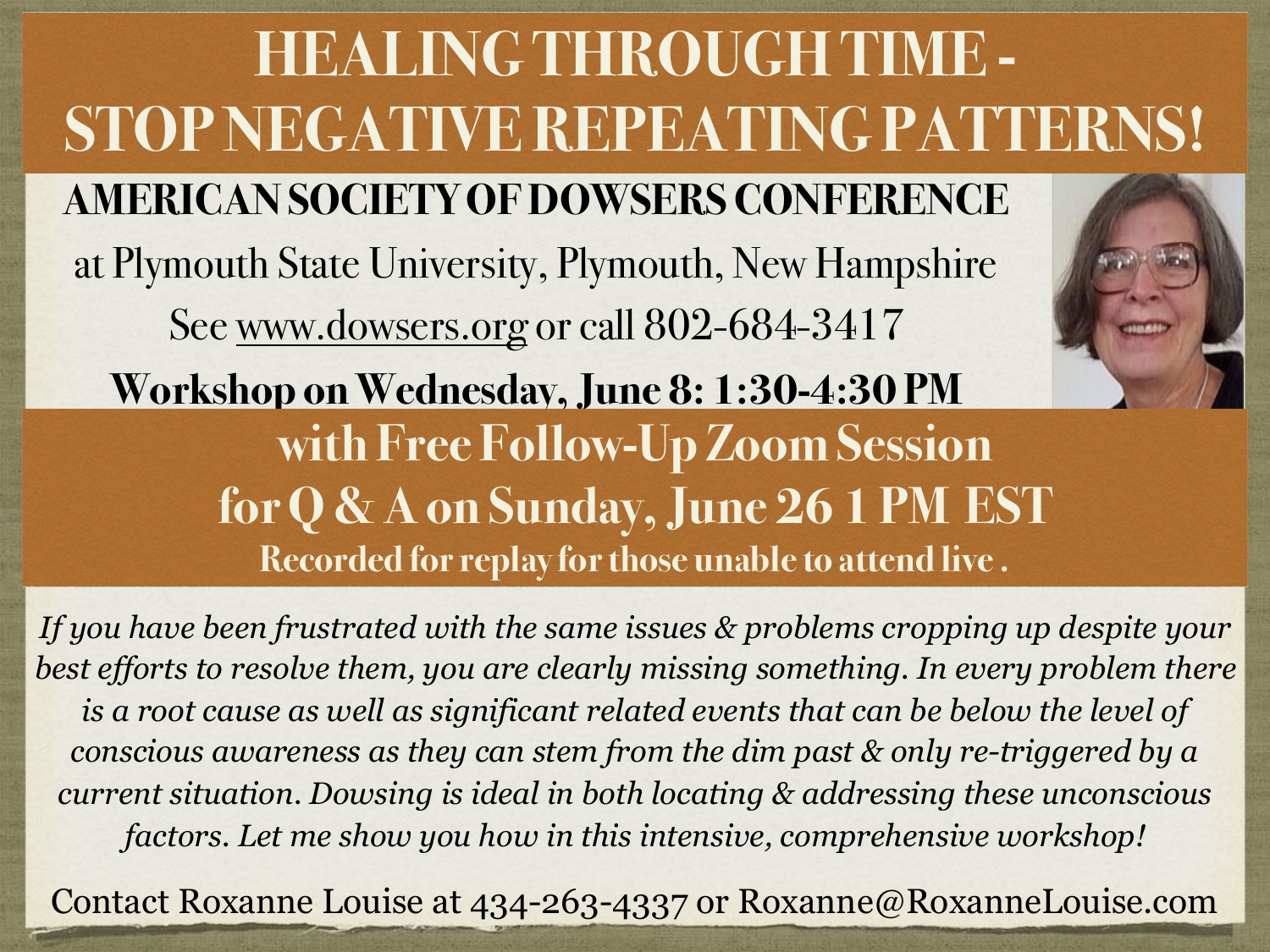# HEALING THROUGH TIME - STOP NEGATIVE REPEATING PATTERNS!

**AMERICAN SOCIETY OF DOWSERS CONFERENCE**

at Plymouth State University, Plymouth, New Hampshire

See www.dowsers.org or call 802-684-3417

**Workshop on Wednesday, June 8: 1:30-4:30 PM**

**with Free Follow-Up Zoom Session for Q & A on Sunday, June 26 1 PM EST**

**Recorded for replay for those unable to attend live .**

*If you have been frustrated with the same issues & problems cropping up despite your best efforts to resolve them, you are clearly missing something. In every problem there is a root cause as well as significant related events that can be below the level of conscious awareness as they can stem from the dim past & only re-triggered by a current situation. Dowsing is ideal in both locating & addressing these unconscious factors. Let me show you how in this intensive, comprehensive workshop!*

Contact Roxanne Louise at 434-263-4337 or Roxanne@RoxanneLouise.com